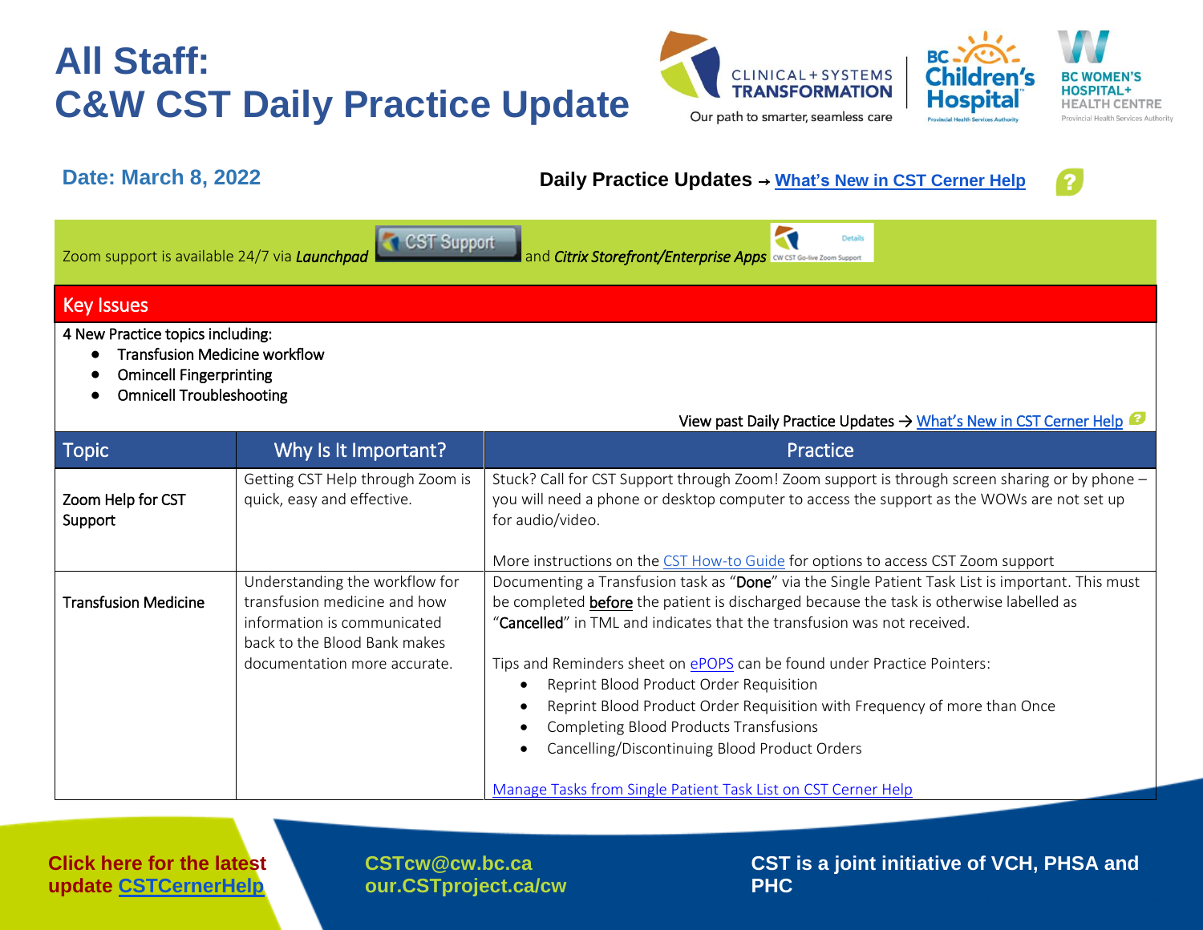# All Staff: C&W CST Daily Practice Update

CLINICAL + SYSTEMS TRANSFORMATION — Our path to smarter, seamless care

BC Children's Hospital — BC Women's Hospital + Health Centre

**Date: March 8, 2022**

**Daily Practice Updates → [What's New in CST Cerner Help](#)**

Zoom support is available 24/7 via ***Launchpad*** CST Support and ***Citrix Storefront/Enterprise Apps*** CW CST Go-live Zoom Support

## Key Issues

4 New Practice topics including:

- Transfusion Medicine workflow
- Omincell Fingerprinting
- Omnicell Troubleshooting

View past Daily Practice Updates → [What's New in CST Cerner Help](#)

| Topic | Why Is It Important? | Practice |
| --- | --- | --- |
| Zoom Help for CST Support | Getting CST Help through Zoom is quick, easy and effective. | Stuck? Call for CST Support through Zoom! Zoom support is through screen sharing or by phone – you will need a phone or desktop computer to access the support as the WOWs are not set up for audio/video.<br><br>More instructions on the [CST How-to Guide](#) for options to access CST Zoom support |
| Transfusion Medicine | Understanding the workflow for transfusion medicine and how information is communicated back to the Blood Bank makes documentation more accurate. | Documenting a Transfusion task as "**Done**" via the Single Patient Task List is important. This must be completed **before** the patient is discharged because the task is otherwise labelled as "**Cancelled**" in TML and indicates that the transfusion was not received.<br><br>Tips and Reminders sheet on [ePOPS](#) can be found under Practice Pointers:<br>• Reprint Blood Product Order Requisition<br>• Reprint Blood Product Order Requisition with Frequency of more than Once<br>• Completing Blood Products Transfusions<br>• Cancelling/Discontinuing Blood Product Orders<br><br>[Manage Tasks from Single Patient Task List on CST Cerner Help](#) |

**Click here for the latest update [CSTCernerHelp](#)**

**CSTcw@cw.bc.ca**
**our.CSTproject.ca/cw**

**CST is a joint initiative of VCH, PHSA and PHC**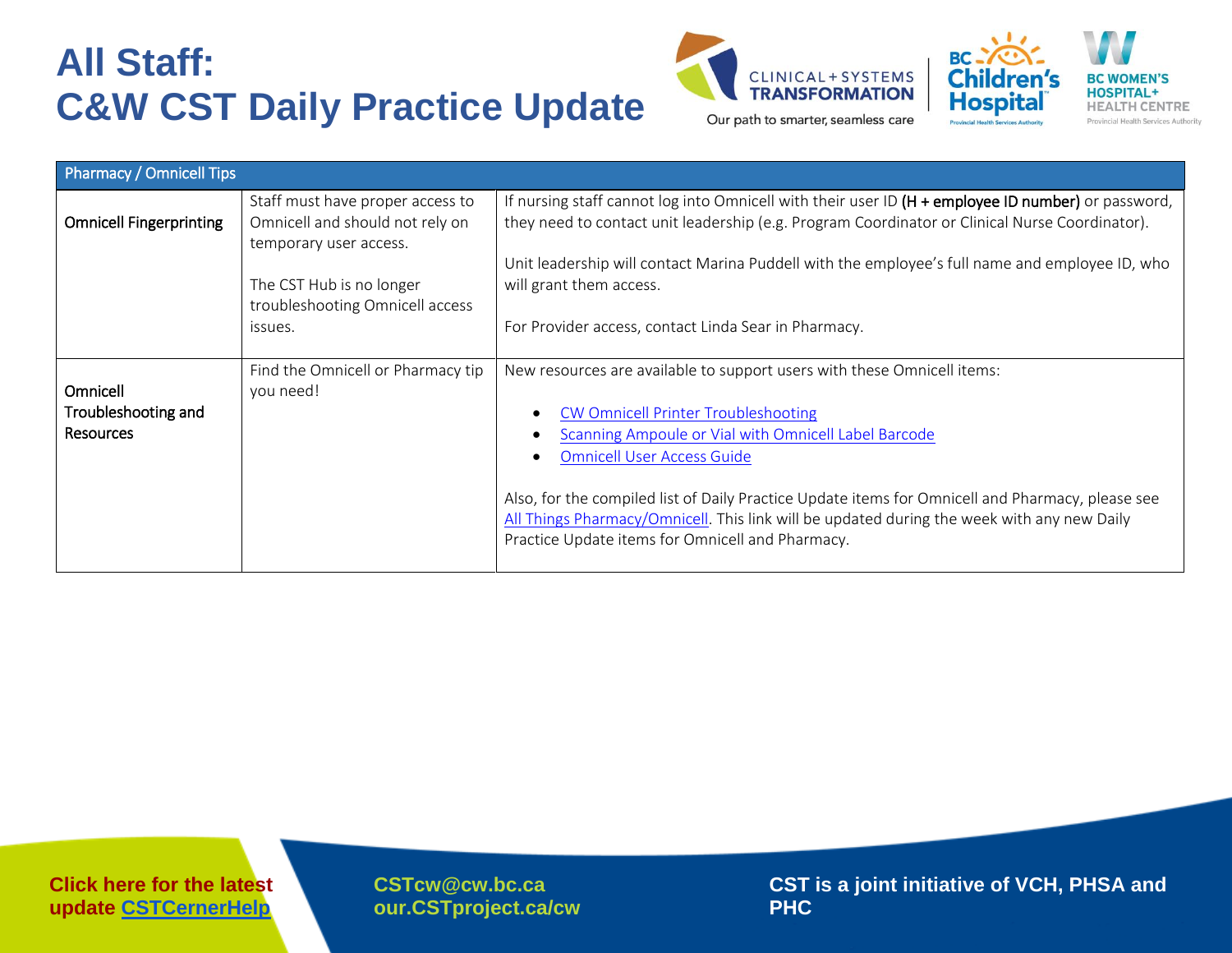# All Staff: C&W CST Daily Practice Update

| Pharmacy / Omnicell Tips | | |
|---|---|---|
| **Omnicell Fingerprinting** | Staff must have proper access to Omnicell and should not rely on temporary user access.<br><br>The CST Hub is no longer troubleshooting Omnicell access issues. | If nursing staff cannot log into Omnicell with their user ID **(H + employee ID number)** or password, they need to contact unit leadership (e.g. Program Coordinator or Clinical Nurse Coordinator).<br><br>Unit leadership will contact Marina Puddell with the employee's full name and employee ID, who will grant them access.<br><br>For Provider access, contact Linda Sear in Pharmacy. |
| **Omnicell Troubleshooting and Resources** | Find the Omnicell or Pharmacy tip you need! | New resources are available to support users with these Omnicell items:<br><br>• CW Omnicell Printer Troubleshooting<br>• Scanning Ampoule or Vial with Omnicell Label Barcode<br>• Omnicell User Access Guide<br><br>Also, for the compiled list of Daily Practice Update items for Omnicell and Pharmacy, please see All Things Pharmacy/Omnicell. This link will be updated during the week with any new Daily Practice Update items for Omnicell and Pharmacy. |

**Click here for the latest update CSTCernerHelp**

**CSTcw@cw.bc.ca**
**our.CSTproject.ca/cw**

**CST is a joint initiative of VCH, PHSA and PHC**